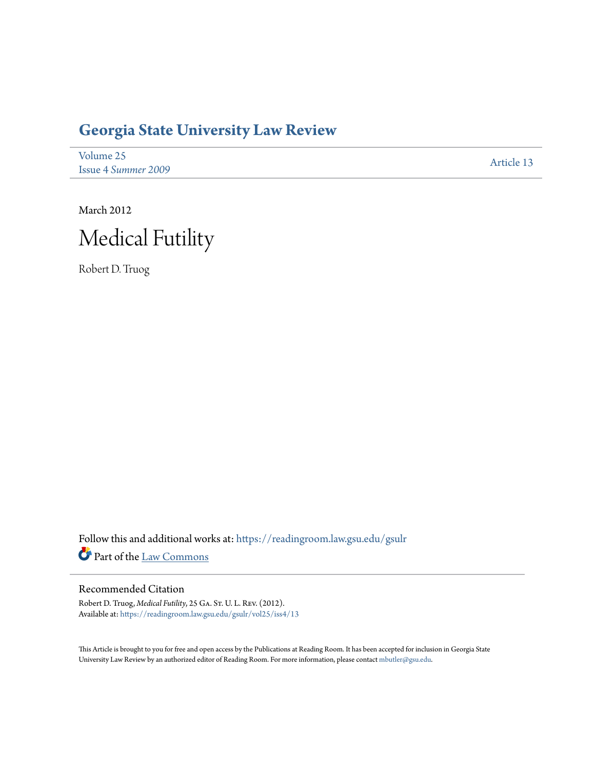# Georgia State University Law Review

Volume 25
Issue 4 *Summer 2009*

Article 13

March 2012

# Medical Futility

Robert D. Truog

Follow this and additional works at: https://readingroom.law.gsu.edu/gsulr

Part of the Law Commons

## Recommended Citation

Robert D. Truog, *Medical Futility*, 25 Ga. St. U. L. Rev. (2012).
Available at: https://readingroom.law.gsu.edu/gsulr/vol25/iss4/13

This Article is brought to you for free and open access by the Publications at Reading Room. It has been accepted for inclusion in Georgia State University Law Review by an authorized editor of Reading Room. For more information, please contact mbutler@gsu.edu.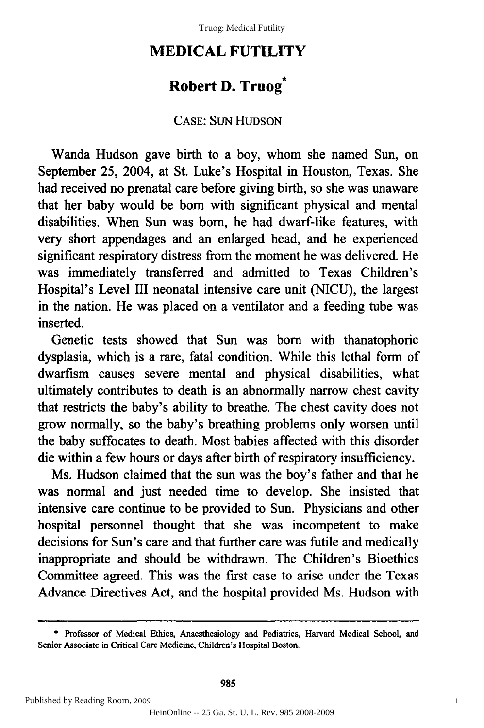# MEDICAL FUTILITY

## Robert D. Truog*

### CASE: SUN HUDSON

Wanda Hudson gave birth to a boy, whom she named Sun, on September 25, 2004, at St. Luke's Hospital in Houston, Texas. She had received no prenatal care before giving birth, so she was unaware that her baby would be born with significant physical and mental disabilities. When Sun was born, he had dwarf-like features, with very short appendages and an enlarged head, and he experienced significant respiratory distress from the moment he was delivered. He was immediately transferred and admitted to Texas Children's Hospital's Level III neonatal intensive care unit (NICU), the largest in the nation. He was placed on a ventilator and a feeding tube was inserted.

Genetic tests showed that Sun was born with thanatophoric dysplasia, which is a rare, fatal condition. While this lethal form of dwarfism causes severe mental and physical disabilities, what ultimately contributes to death is an abnormally narrow chest cavity that restricts the baby's ability to breathe. The chest cavity does not grow normally, so the baby's breathing problems only worsen until the baby suffocates to death. Most babies affected with this disorder die within a few hours or days after birth of respiratory insufficiency.

Ms. Hudson claimed that the sun was the boy's father and that he was normal and just needed time to develop. She insisted that intensive care continue to be provided to Sun. Physicians and other hospital personnel thought that she was incompetent to make decisions for Sun's care and that further care was futile and medically inappropriate and should be withdrawn. The Children's Bioethics Committee agreed. This was the first case to arise under the Texas Advance Directives Act, and the hospital provided Ms. Hudson with

---

\* Professor of Medical Ethics, Anaesthesiology and Pediatrics, Harvard Medical School, and Senior Associate in Critical Care Medicine, Children's Hospital Boston.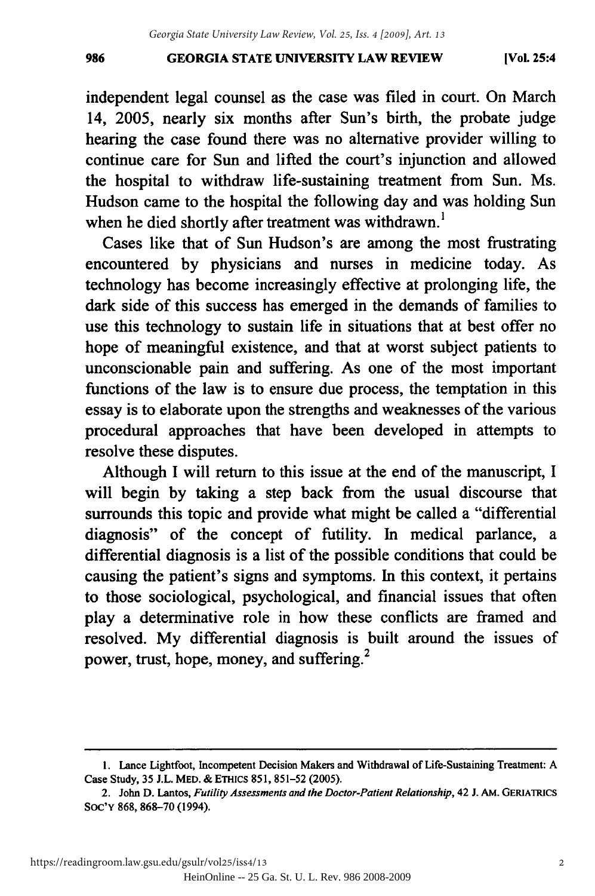independent legal counsel as the case was filed in court. On March 14, 2005, nearly six months after Sun's birth, the probate judge hearing the case found there was no alternative provider willing to continue care for Sun and lifted the court's injunction and allowed the hospital to withdraw life-sustaining treatment from Sun. Ms. Hudson came to the hospital the following day and was holding Sun when he died shortly after treatment was withdrawn.[1]

Cases like that of Sun Hudson's are among the most frustrating encountered by physicians and nurses in medicine today. As technology has become increasingly effective at prolonging life, the dark side of this success has emerged in the demands of families to use this technology to sustain life in situations that at best offer no hope of meaningful existence, and that at worst subject patients to unconscionable pain and suffering. As one of the most important functions of the law is to ensure due process, the temptation in this essay is to elaborate upon the strengths and weaknesses of the various procedural approaches that have been developed in attempts to resolve these disputes.

Although I will return to this issue at the end of the manuscript, I will begin by taking a step back from the usual discourse that surrounds this topic and provide what might be called a "differential diagnosis" of the concept of futility. In medical parlance, a differential diagnosis is a list of the possible conditions that could be causing the patient's signs and symptoms. In this context, it pertains to those sociological, psychological, and financial issues that often play a determinative role in how these conflicts are framed and resolved. My differential diagnosis is built around the issues of power, trust, hope, money, and suffering.[2]

---

1. Lance Lightfoot, Incompetent Decision Makers and Withdrawal of Life-Sustaining Treatment: A Case Study, 35 J.L. MED. & ETHICS 851, 851–52 (2005).

2. John D. Lantos, *Futility Assessments and the Doctor-Patient Relationship*, 42 J. AM. GERIATRICS SOC'Y 868, 868–70 (1994).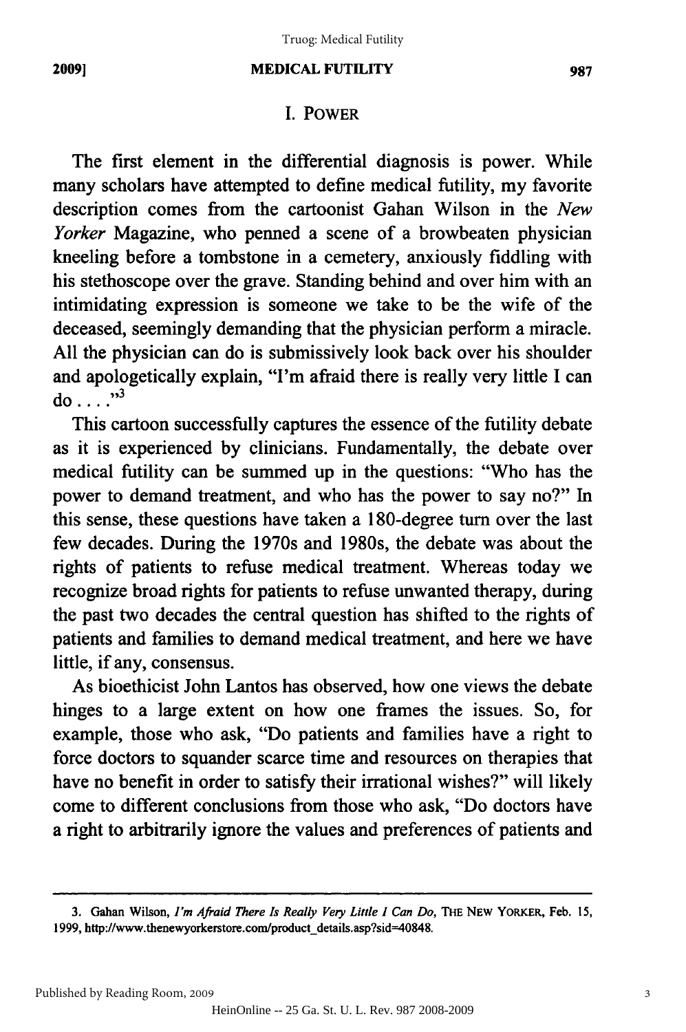## I. POWER

The first element in the differential diagnosis is power. While many scholars have attempted to define medical futility, my favorite description comes from the cartoonist Gahan Wilson in the *New Yorker* Magazine, who penned a scene of a browbeaten physician kneeling before a tombstone in a cemetery, anxiously fiddling with his stethoscope over the grave. Standing behind and over him with an intimidating expression is someone we take to be the wife of the deceased, seemingly demanding that the physician perform a miracle. All the physician can do is submissively look back over his shoulder and apologetically explain, "I'm afraid there is really very little I can do . . . ."[3]

This cartoon successfully captures the essence of the futility debate as it is experienced by clinicians. Fundamentally, the debate over medical futility can be summed up in the questions: "Who has the power to demand treatment, and who has the power to say no?" In this sense, these questions have taken a 180-degree turn over the last few decades. During the 1970s and 1980s, the debate was about the rights of patients to refuse medical treatment. Whereas today we recognize broad rights for patients to refuse unwanted therapy, during the past two decades the central question has shifted to the rights of patients and families to demand medical treatment, and here we have little, if any, consensus.

As bioethicist John Lantos has observed, how one views the debate hinges to a large extent on how one frames the issues. So, for example, those who ask, "Do patients and families have a right to force doctors to squander scarce time and resources on therapies that have no benefit in order to satisfy their irrational wishes?" will likely come to different conclusions from those who ask, "Do doctors have a right to arbitrarily ignore the values and preferences of patients and

---

3. Gahan Wilson, *I'm Afraid There Is Really Very Little I Can Do*, THE NEW YORKER, Feb. 15, 1999, http://www.thenewyorkerstore.com/product_details.asp?sid=40848.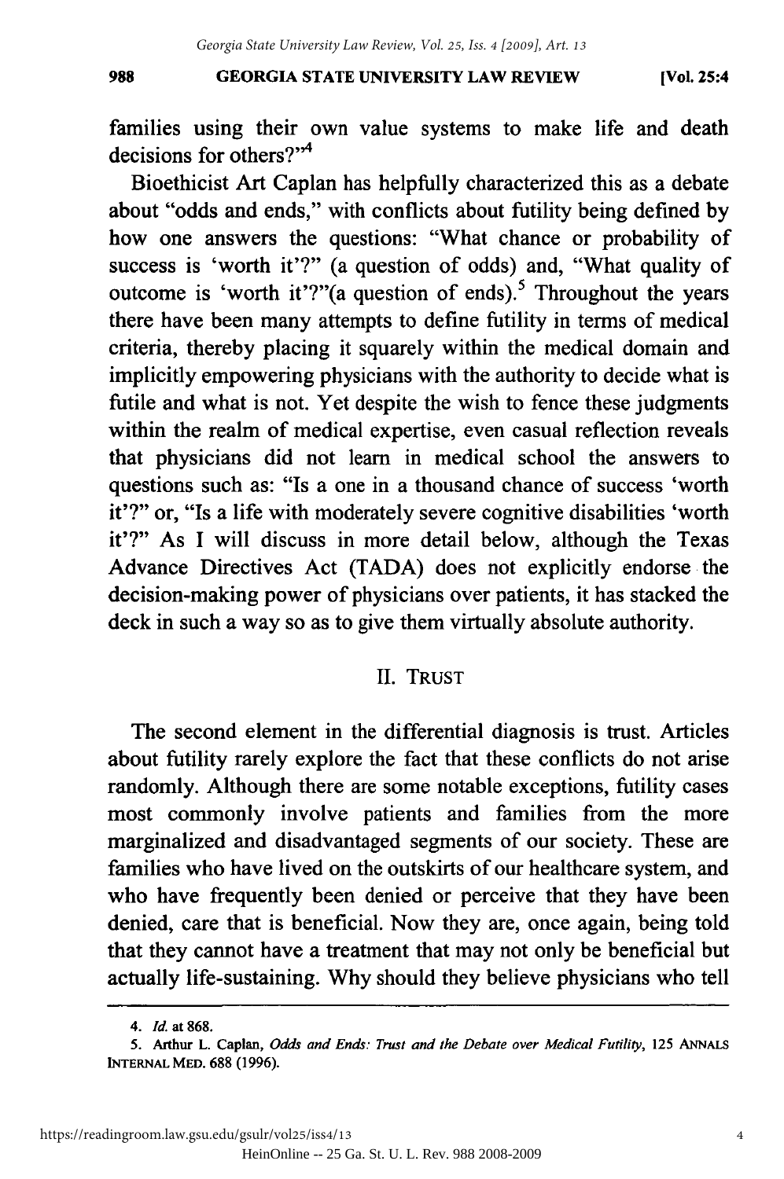families using their own value systems to make life and death decisions for others?"[4]

Bioethicist Art Caplan has helpfully characterized this as a debate about "odds and ends," with conflicts about futility being defined by how one answers the questions: "What chance or probability of success is 'worth it'?" (a question of odds) and, "What quality of outcome is 'worth it'?"(a question of ends).[5] Throughout the years there have been many attempts to define futility in terms of medical criteria, thereby placing it squarely within the medical domain and implicitly empowering physicians with the authority to decide what is futile and what is not. Yet despite the wish to fence these judgments within the realm of medical expertise, even casual reflection reveals that physicians did not learn in medical school the answers to questions such as: "Is a one in a thousand chance of success 'worth it'?" or, "Is a life with moderately severe cognitive disabilities 'worth it'?" As I will discuss in more detail below, although the Texas Advance Directives Act (TADA) does not explicitly endorse the decision-making power of physicians over patients, it has stacked the deck in such a way so as to give them virtually absolute authority.

## II. TRUST

The second element in the differential diagnosis is trust. Articles about futility rarely explore the fact that these conflicts do not arise randomly. Although there are some notable exceptions, futility cases most commonly involve patients and families from the more marginalized and disadvantaged segments of our society. These are families who have lived on the outskirts of our healthcare system, and who have frequently been denied or perceive that they have been denied, care that is beneficial. Now they are, once again, being told that they cannot have a treatment that may not only be beneficial but actually life-sustaining. Why should they believe physicians who tell

---

4. *Id.* at 868.

5. Arthur L. Caplan, *Odds and Ends: Trust and the Debate over Medical Futility*, 125 ANNALS INTERNAL MED. 688 (1996).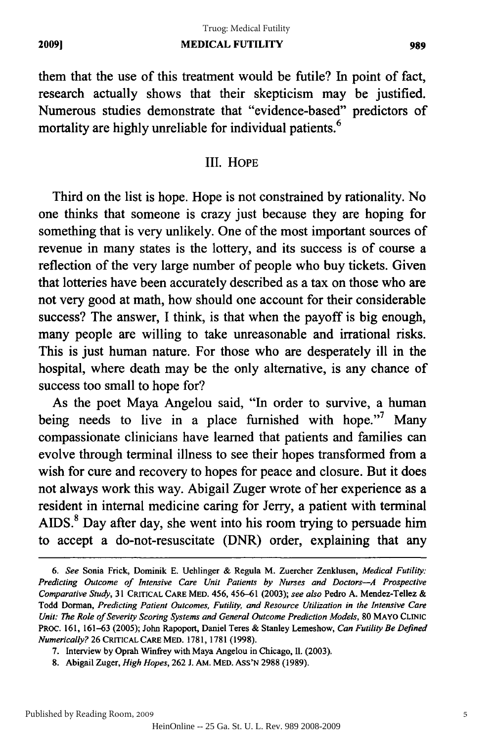them that the use of this treatment would be futile? In point of fact, research actually shows that their skepticism may be justified. Numerous studies demonstrate that "evidence-based" predictors of mortality are highly unreliable for individual patients.[6]

## III. HOPE

Third on the list is hope. Hope is not constrained by rationality. No one thinks that someone is crazy just because they are hoping for something that is very unlikely. One of the most important sources of revenue in many states is the lottery, and its success is of course a reflection of the very large number of people who buy tickets. Given that lotteries have been accurately described as a tax on those who are not very good at math, how should one account for their considerable success? The answer, I think, is that when the payoff is big enough, many people are willing to take unreasonable and irrational risks. This is just human nature. For those who are desperately ill in the hospital, where death may be the only alternative, is any chance of success too small to hope for?

As the poet Maya Angelou said, "In order to survive, a human being needs to live in a place furnished with hope."[7] Many compassionate clinicians have learned that patients and families can evolve through terminal illness to see their hopes transformed from a wish for cure and recovery to hopes for peace and closure. But it does not always work this way. Abigail Zuger wrote of her experience as a resident in internal medicine caring for Jerry, a patient with terminal AIDS.[8] Day after day, she went into his room trying to persuade him to accept a do-not-resuscitate (DNR) order, explaining that any

---

6. *See* Sonia Frick, Dominik E. Uehlinger & Regula M. Zuercher Zenklusen, *Medical Futility: Predicting Outcome of Intensive Care Unit Patients by Nurses and Doctors—A Prospective Comparative Study*, 31 CRITICAL CARE MED. 456, 456–61 (2003); *see also* Pedro A. Mendez-Tellez & Todd Dorman, *Predicting Patient Outcomes, Futility, and Resource Utilization in the Intensive Care Unit: The Role of Severity Scoring Systems and General Outcome Prediction Models*, 80 MAYO CLINIC PROC. 161, 161–63 (2005); John Rapoport, Daniel Teres & Stanley Lemeshow, *Can Futility Be Defined Numerically?* 26 CRITICAL CARE MED. 1781, 1781 (1998).

7. Interview by Oprah Winfrey with Maya Angelou in Chicago, Il. (2003).

8. Abigail Zuger, *High Hopes*, 262 J. AM. MED. ASS'N 2988 (1989).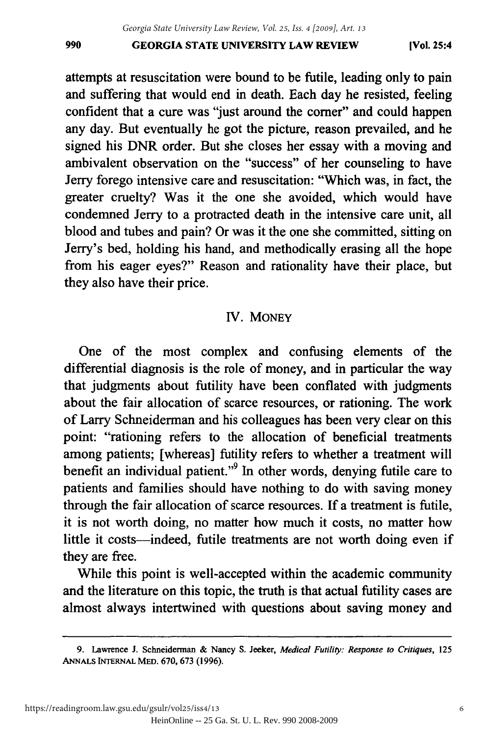attempts at resuscitation were bound to be futile, leading only to pain and suffering that would end in death. Each day he resisted, feeling confident that a cure was "just around the corner" and could happen any day. But eventually he got the picture, reason prevailed, and he signed his DNR order. But she closes her essay with a moving and ambivalent observation on the "success" of her counseling to have Jerry forego intensive care and resuscitation: "Which was, in fact, the greater cruelty? Was it the one she avoided, which would have condemned Jerry to a protracted death in the intensive care unit, all blood and tubes and pain? Or was it the one she committed, sitting on Jerry's bed, holding his hand, and methodically erasing all the hope from his eager eyes?" Reason and rationality have their place, but they also have their price.

## IV. MONEY

One of the most complex and confusing elements of the differential diagnosis is the role of money, and in particular the way that judgments about futility have been conflated with judgments about the fair allocation of scarce resources, or rationing. The work of Larry Schneiderman and his colleagues has been very clear on this point: "rationing refers to the allocation of beneficial treatments among patients; [whereas] futility refers to whether a treatment will benefit an individual patient."[9] In other words, denying futile care to patients and families should have nothing to do with saving money through the fair allocation of scarce resources. If a treatment is futile, it is not worth doing, no matter how much it costs, no matter how little it costs—indeed, futile treatments are not worth doing even if they are free.

While this point is well-accepted within the academic community and the literature on this topic, the truth is that actual futility cases are almost always intertwined with questions about saving money and

---

9. Lawrence J. Schneiderman & Nancy S. Jecker, *Medical Futility: Response to Critiques*, 125 ANNALS INTERNAL MED. 670, 673 (1996).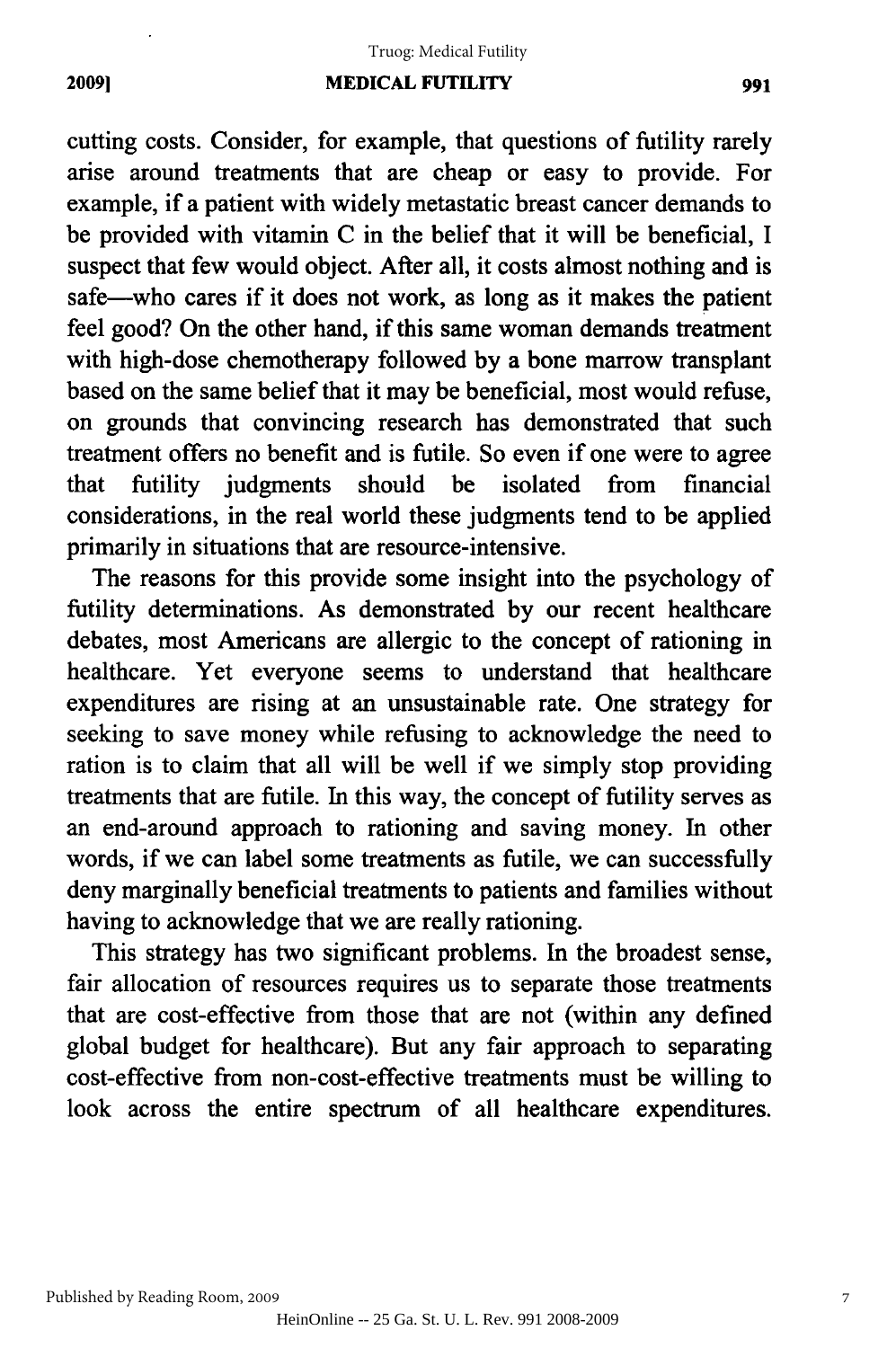cutting costs. Consider, for example, that questions of futility rarely arise around treatments that are cheap or easy to provide. For example, if a patient with widely metastatic breast cancer demands to be provided with vitamin C in the belief that it will be beneficial, I suspect that few would object. After all, it costs almost nothing and is safe—who cares if it does not work, as long as it makes the patient feel good? On the other hand, if this same woman demands treatment with high-dose chemotherapy followed by a bone marrow transplant based on the same belief that it may be beneficial, most would refuse, on grounds that convincing research has demonstrated that such treatment offers no benefit and is futile. So even if one were to agree that futility judgments should be isolated from financial considerations, in the real world these judgments tend to be applied primarily in situations that are resource-intensive.

The reasons for this provide some insight into the psychology of futility determinations. As demonstrated by our recent healthcare debates, most Americans are allergic to the concept of rationing in healthcare. Yet everyone seems to understand that healthcare expenditures are rising at an unsustainable rate. One strategy for seeking to save money while refusing to acknowledge the need to ration is to claim that all will be well if we simply stop providing treatments that are futile. In this way, the concept of futility serves as an end-around approach to rationing and saving money. In other words, if we can label some treatments as futile, we can successfully deny marginally beneficial treatments to patients and families without having to acknowledge that we are really rationing.

This strategy has two significant problems. In the broadest sense, fair allocation of resources requires us to separate those treatments that are cost-effective from those that are not (within any defined global budget for healthcare). But any fair approach to separating cost-effective from non-cost-effective treatments must be willing to look across the entire spectrum of all healthcare expenditures.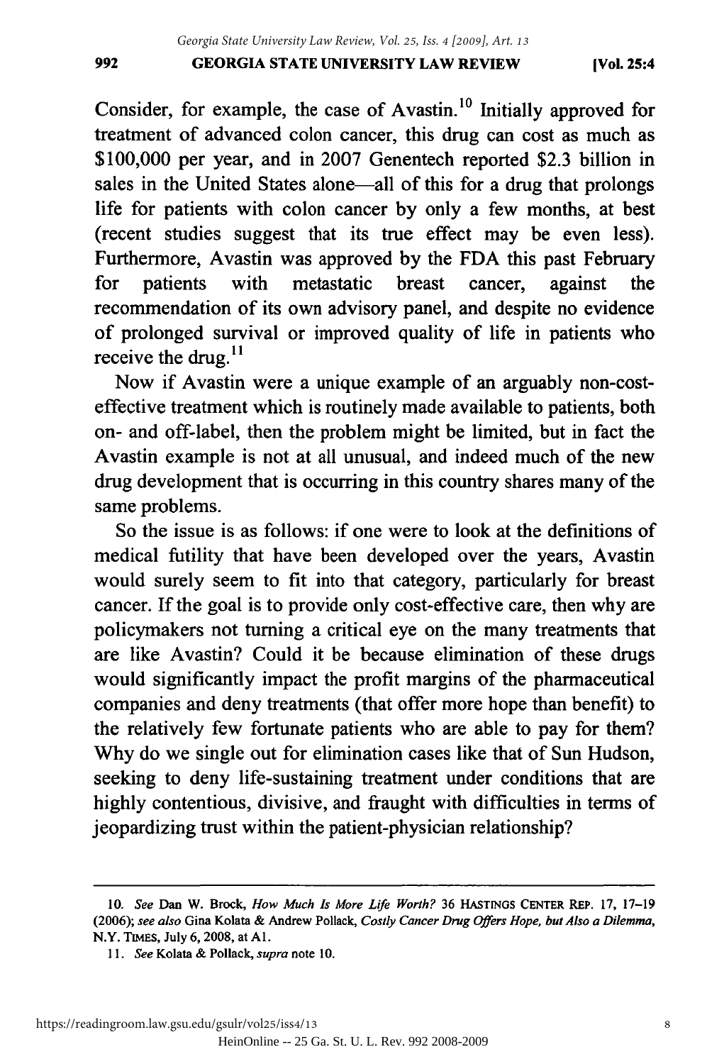Consider, for example, the case of Avastin.[10] Initially approved for treatment of advanced colon cancer, this drug can cost as much as $100,000 per year, and in 2007 Genentech reported $2.3 billion in sales in the United States alone—all of this for a drug that prolongs life for patients with colon cancer by only a few months, at best (recent studies suggest that its true effect may be even less). Furthermore, Avastin was approved by the FDA this past February for patients with metastatic breast cancer, against the recommendation of its own advisory panel, and despite no evidence of prolonged survival or improved quality of life in patients who receive the drug.[11]

Now if Avastin were a unique example of an arguably non-cost-effective treatment which is routinely made available to patients, both on- and off-label, then the problem might be limited, but in fact the Avastin example is not at all unusual, and indeed much of the new drug development that is occurring in this country shares many of the same problems.

So the issue is as follows: if one were to look at the definitions of medical futility that have been developed over the years, Avastin would surely seem to fit into that category, particularly for breast cancer. If the goal is to provide only cost-effective care, then why are policymakers not turning a critical eye on the many treatments that are like Avastin? Could it be because elimination of these drugs would significantly impact the profit margins of the pharmaceutical companies and deny treatments (that offer more hope than benefit) to the relatively few fortunate patients who are able to pay for them? Why do we single out for elimination cases like that of Sun Hudson, seeking to deny life-sustaining treatment under conditions that are highly contentious, divisive, and fraught with difficulties in terms of jeopardizing trust within the patient-physician relationship?

---

10. *See* Dan W. Brock, *How Much Is More Life Worth?* 36 HASTINGS CENTER REP. 17, 17–19 (2006); *see also* Gina Kolata & Andrew Pollack, *Costly Cancer Drug Offers Hope, but Also a Dilemma*, N.Y. TIMES, July 6, 2008, at A1.

11. *See* Kolata & Pollack, *supra* note 10.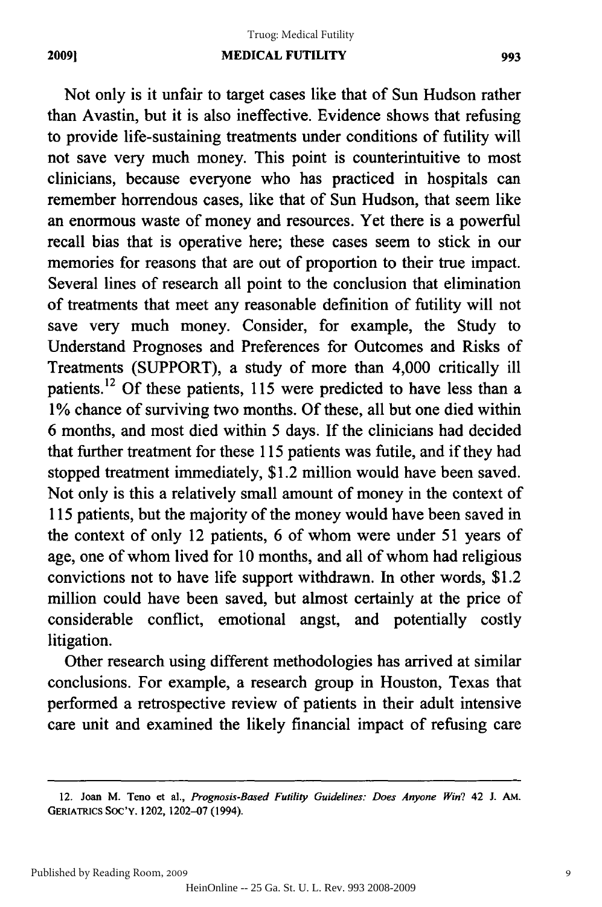Not only is it unfair to target cases like that of Sun Hudson rather than Avastin, but it is also ineffective. Evidence shows that refusing to provide life-sustaining treatments under conditions of futility will not save very much money. This point is counterintuitive to most clinicians, because everyone who has practiced in hospitals can remember horrendous cases, like that of Sun Hudson, that seem like an enormous waste of money and resources. Yet there is a powerful recall bias that is operative here; these cases seem to stick in our memories for reasons that are out of proportion to their true impact. Several lines of research all point to the conclusion that elimination of treatments that meet any reasonable definition of futility will not save very much money. Consider, for example, the Study to Understand Prognoses and Preferences for Outcomes and Risks of Treatments (SUPPORT), a study of more than 4,000 critically ill patients.[12] Of these patients, 115 were predicted to have less than a 1% chance of surviving two months. Of these, all but one died within 6 months, and most died within 5 days. If the clinicians had decided that further treatment for these 115 patients was futile, and if they had stopped treatment immediately, $1.2 million would have been saved. Not only is this a relatively small amount of money in the context of 115 patients, but the majority of the money would have been saved in the context of only 12 patients, 6 of whom were under 51 years of age, one of whom lived for 10 months, and all of whom had religious convictions not to have life support withdrawn. In other words, $1.2 million could have been saved, but almost certainly at the price of considerable conflict, emotional angst, and potentially costly litigation.

Other research using different methodologies has arrived at similar conclusions. For example, a research group in Houston, Texas that performed a retrospective review of patients in their adult intensive care unit and examined the likely financial impact of refusing care

---

12. Joan M. Teno et al., *Prognosis-Based Futility Guidelines: Does Anyone Win?* 42 J. AM. GERIATRICS SOC'Y. 1202, 1202–07 (1994).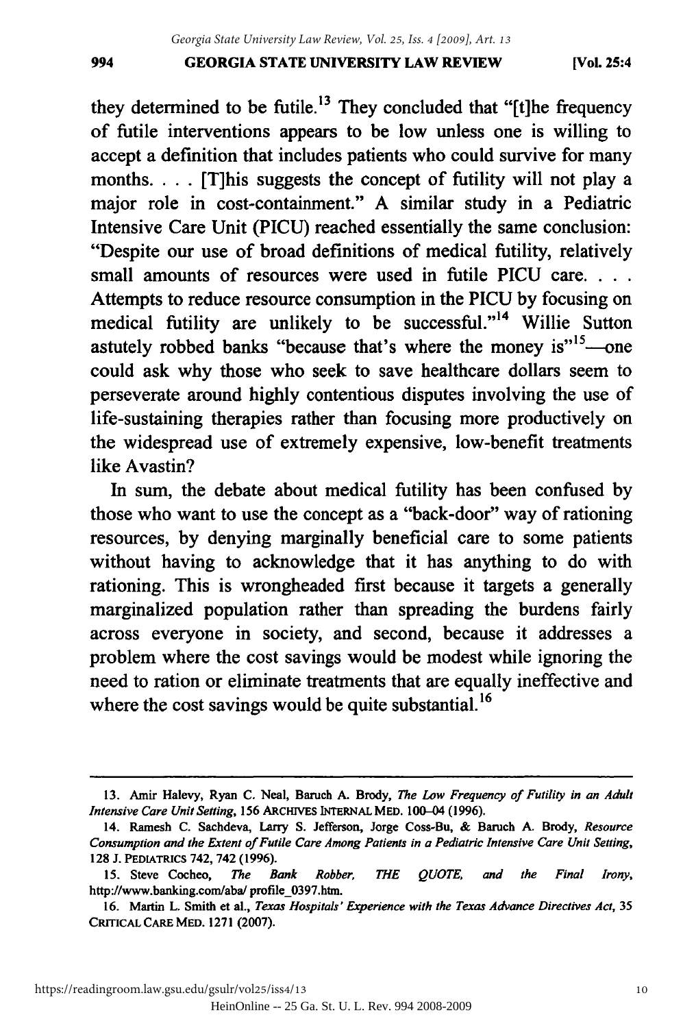they determined to be futile.[13] They concluded that "[t]he frequency of futile interventions appears to be low unless one is willing to accept a definition that includes patients who could survive for many months. . . . [T]his suggests the concept of futility will not play a major role in cost-containment." A similar study in a Pediatric Intensive Care Unit (PICU) reached essentially the same conclusion: "Despite our use of broad definitions of medical futility, relatively small amounts of resources were used in futile PICU care. . . . Attempts to reduce resource consumption in the PICU by focusing on medical futility are unlikely to be successful."[14] Willie Sutton astutely robbed banks "because that's where the money is"[15]—one could ask why those who seek to save healthcare dollars seem to perseverate around highly contentious disputes involving the use of life-sustaining therapies rather than focusing more productively on the widespread use of extremely expensive, low-benefit treatments like Avastin?

In sum, the debate about medical futility has been confused by those who want to use the concept as a "back-door" way of rationing resources, by denying marginally beneficial care to some patients without having to acknowledge that it has anything to do with rationing. This is wrongheaded first because it targets a generally marginalized population rather than spreading the burdens fairly across everyone in society, and second, because it addresses a problem where the cost savings would be modest while ignoring the need to ration or eliminate treatments that are equally ineffective and where the cost savings would be quite substantial.[16]

---

13. Amir Halevy, Ryan C. Neal, Baruch A. Brody, *The Low Frequency of Futility in an Adult Intensive Care Unit Setting*, 156 ARCHIVES INTERNAL MED. 100–04 (1996).

14. Ramesh C. Sachdeva, Larry S. Jefferson, Jorge Coss-Bu, & Baruch A. Brody, *Resource Consumption and the Extent of Futile Care Among Patients in a Pediatric Intensive Care Unit Setting*, 128 J. PEDIATRICS 742, 742 (1996).

15. Steve Cocheo, *The Bank Robber, THE QUOTE, and the Final Irony*, http://www.banking.com/aba/ profile_0397.htm.

16. Martin L. Smith et al., *Texas Hospitals' Experience with the Texas Advance Directives Act*, 35 CRITICAL CARE MED. 1271 (2007).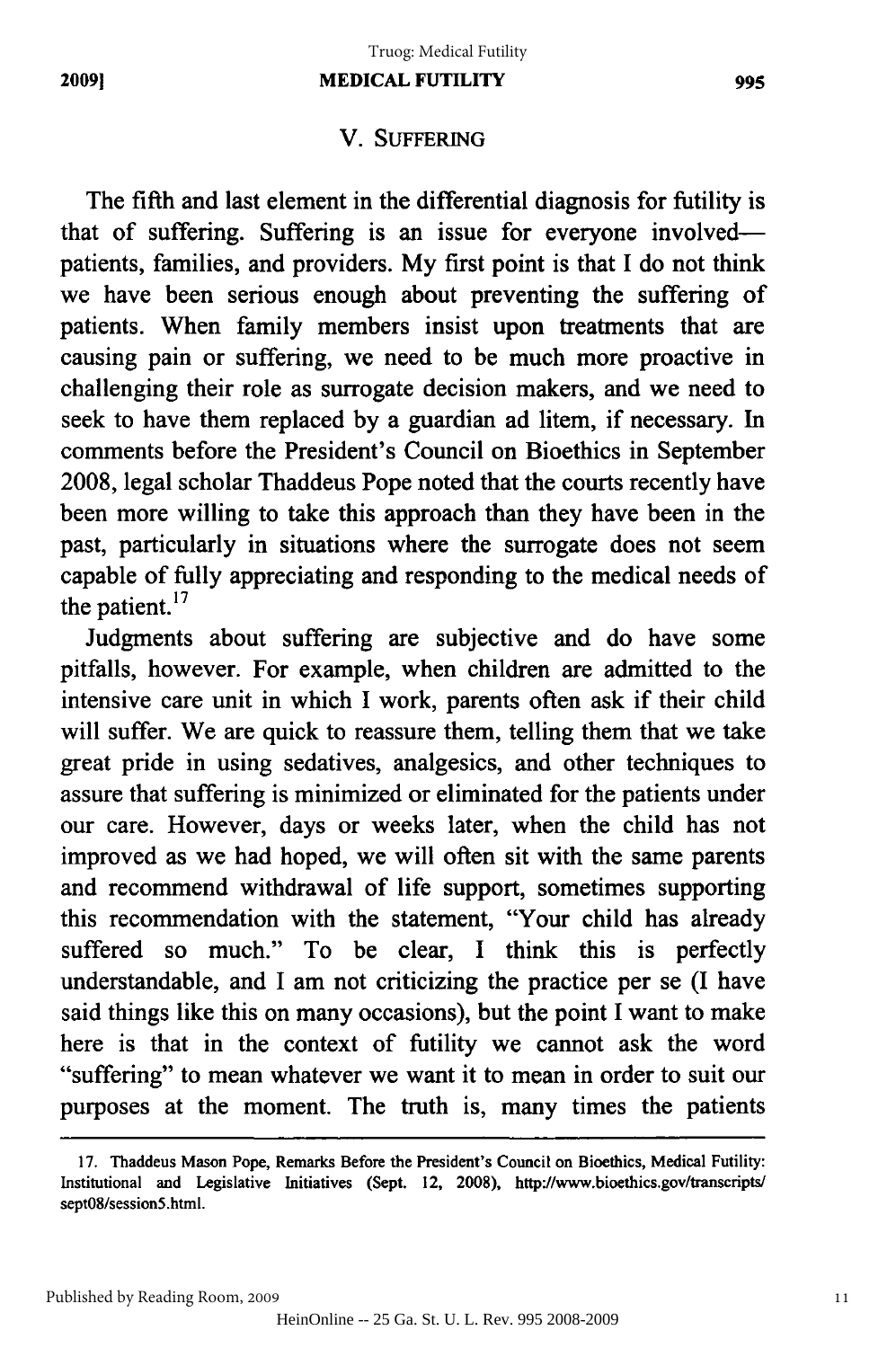## V. SUFFERING

The fifth and last element in the differential diagnosis for futility is that of suffering. Suffering is an issue for everyone involved—patients, families, and providers. My first point is that I do not think we have been serious enough about preventing the suffering of patients. When family members insist upon treatments that are causing pain or suffering, we need to be much more proactive in challenging their role as surrogate decision makers, and we need to seek to have them replaced by a guardian ad litem, if necessary. In comments before the President's Council on Bioethics in September 2008, legal scholar Thaddeus Pope noted that the courts recently have been more willing to take this approach than they have been in the past, particularly in situations where the surrogate does not seem capable of fully appreciating and responding to the medical needs of the patient.[17]

Judgments about suffering are subjective and do have some pitfalls, however. For example, when children are admitted to the intensive care unit in which I work, parents often ask if their child will suffer. We are quick to reassure them, telling them that we take great pride in using sedatives, analgesics, and other techniques to assure that suffering is minimized or eliminated for the patients under our care. However, days or weeks later, when the child has not improved as we had hoped, we will often sit with the same parents and recommend withdrawal of life support, sometimes supporting this recommendation with the statement, "Your child has already suffered so much." To be clear, I think this is perfectly understandable, and I am not criticizing the practice per se (I have said things like this on many occasions), but the point I want to make here is that in the context of futility we cannot ask the word "suffering" to mean whatever we want it to mean in order to suit our purposes at the moment. The truth is, many times the patients

17. Thaddeus Mason Pope, Remarks Before the President's Council on Bioethics, Medical Futility: Institutional and Legislative Initiatives (Sept. 12, 2008), http://www.bioethics.gov/transcripts/sept08/session5.html.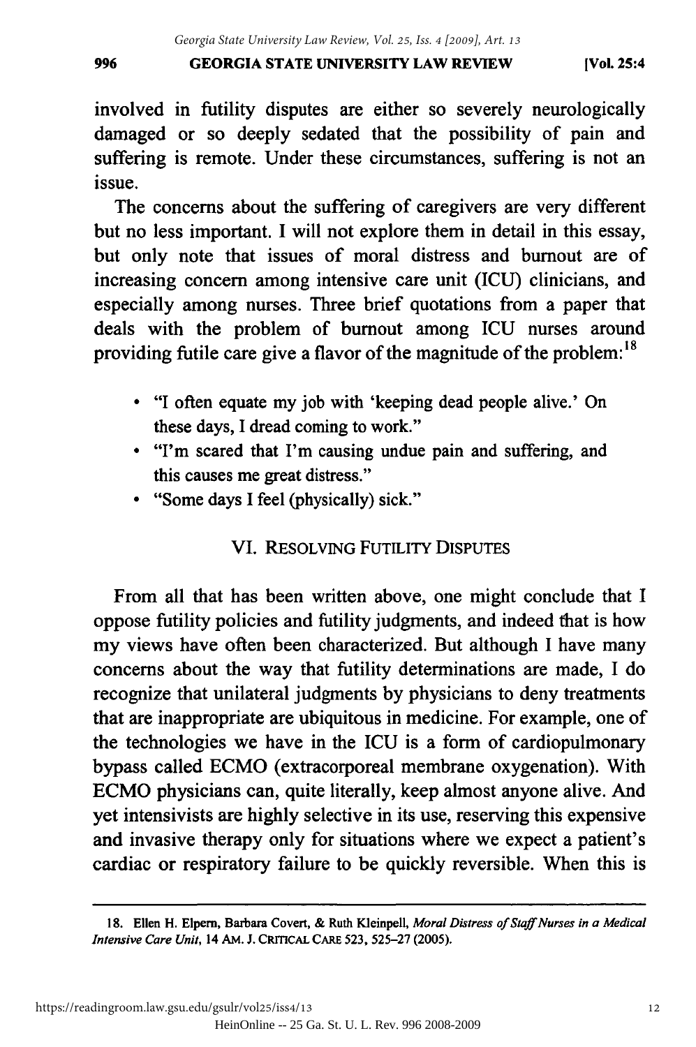involved in futility disputes are either so severely neurologically damaged or so deeply sedated that the possibility of pain and suffering is remote. Under these circumstances, suffering is not an issue.

The concerns about the suffering of caregivers are very different but no less important. I will not explore them in detail in this essay, but only note that issues of moral distress and burnout are of increasing concern among intensive care unit (ICU) clinicians, and especially among nurses. Three brief quotations from a paper that deals with the problem of burnout among ICU nurses around providing futile care give a flavor of the magnitude of the problem:[18]

- "I often equate my job with 'keeping dead people alive.' On these days, I dread coming to work."
- "I'm scared that I'm causing undue pain and suffering, and this causes me great distress."
- "Some days I feel (physically) sick."

## VI. Resolving Futility Disputes

From all that has been written above, one might conclude that I oppose futility policies and futility judgments, and indeed that is how my views have often been characterized. But although I have many concerns about the way that futility determinations are made, I do recognize that unilateral judgments by physicians to deny treatments that are inappropriate are ubiquitous in medicine. For example, one of the technologies we have in the ICU is a form of cardiopulmonary bypass called ECMO (extracorporeal membrane oxygenation). With ECMO physicians can, quite literally, keep almost anyone alive. And yet intensivists are highly selective in its use, reserving this expensive and invasive therapy only for situations where we expect a patient's cardiac or respiratory failure to be quickly reversible. When this is

---

18. Ellen H. Elpern, Barbara Covert, & Ruth Kleinpell, *Moral Distress of Staff Nurses in a Medical Intensive Care Unit*, 14 Am. J. Critical Care 523, 525–27 (2005).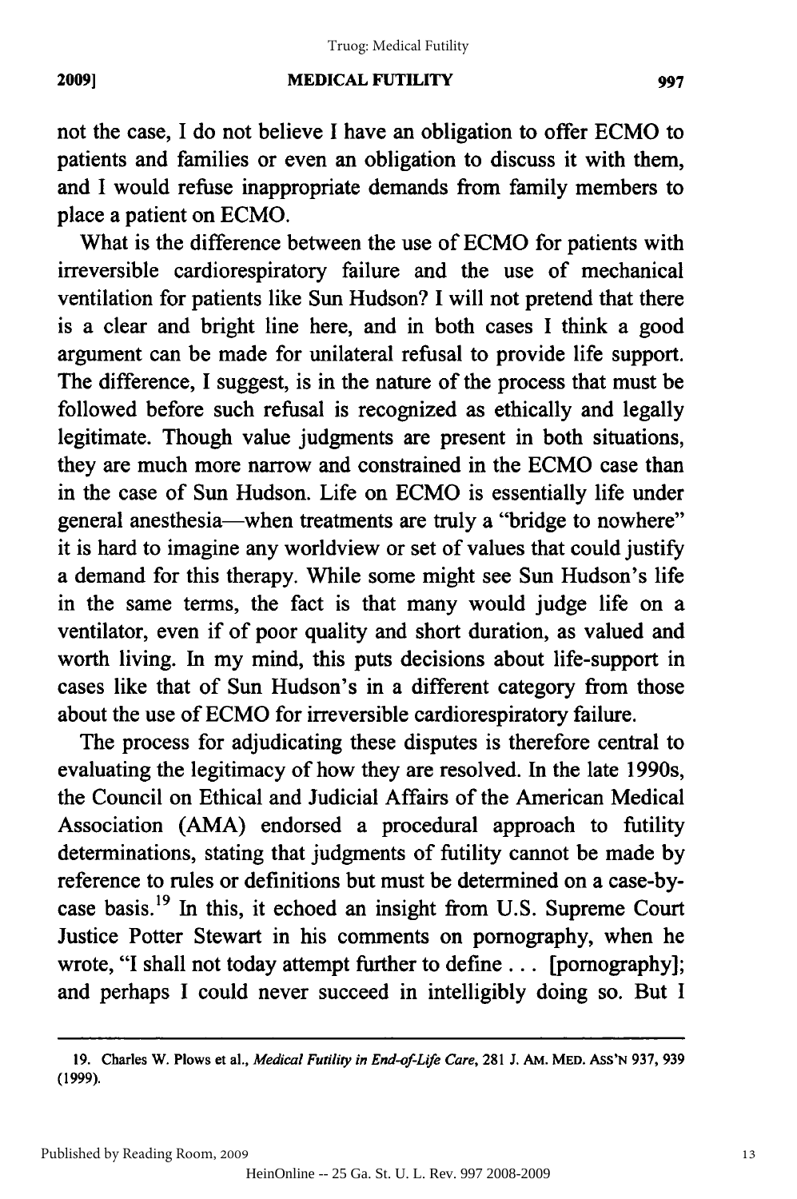not the case, I do not believe I have an obligation to offer ECMO to patients and families or even an obligation to discuss it with them, and I would refuse inappropriate demands from family members to place a patient on ECMO.

What is the difference between the use of ECMO for patients with irreversible cardiorespiratory failure and the use of mechanical ventilation for patients like Sun Hudson? I will not pretend that there is a clear and bright line here, and in both cases I think a good argument can be made for unilateral refusal to provide life support. The difference, I suggest, is in the nature of the process that must be followed before such refusal is recognized as ethically and legally legitimate. Though value judgments are present in both situations, they are much more narrow and constrained in the ECMO case than in the case of Sun Hudson. Life on ECMO is essentially life under general anesthesia—when treatments are truly a "bridge to nowhere" it is hard to imagine any worldview or set of values that could justify a demand for this therapy. While some might see Sun Hudson's life in the same terms, the fact is that many would judge life on a ventilator, even if of poor quality and short duration, as valued and worth living. In my mind, this puts decisions about life-support in cases like that of Sun Hudson's in a different category from those about the use of ECMO for irreversible cardiorespiratory failure.

The process for adjudicating these disputes is therefore central to evaluating the legitimacy of how they are resolved. In the late 1990s, the Council on Ethical and Judicial Affairs of the American Medical Association (AMA) endorsed a procedural approach to futility determinations, stating that judgments of futility cannot be made by reference to rules or definitions but must be determined on a case-by-case basis.[19] In this, it echoed an insight from U.S. Supreme Court Justice Potter Stewart in his comments on pornography, when he wrote, "I shall not today attempt further to define . . . [pornography]; and perhaps I could never succeed in intelligibly doing so. But I

---

19. Charles W. Plows et al., *Medical Futility in End-of-Life Care*, 281 J. AM. MED. ASS'N 937, 939 (1999).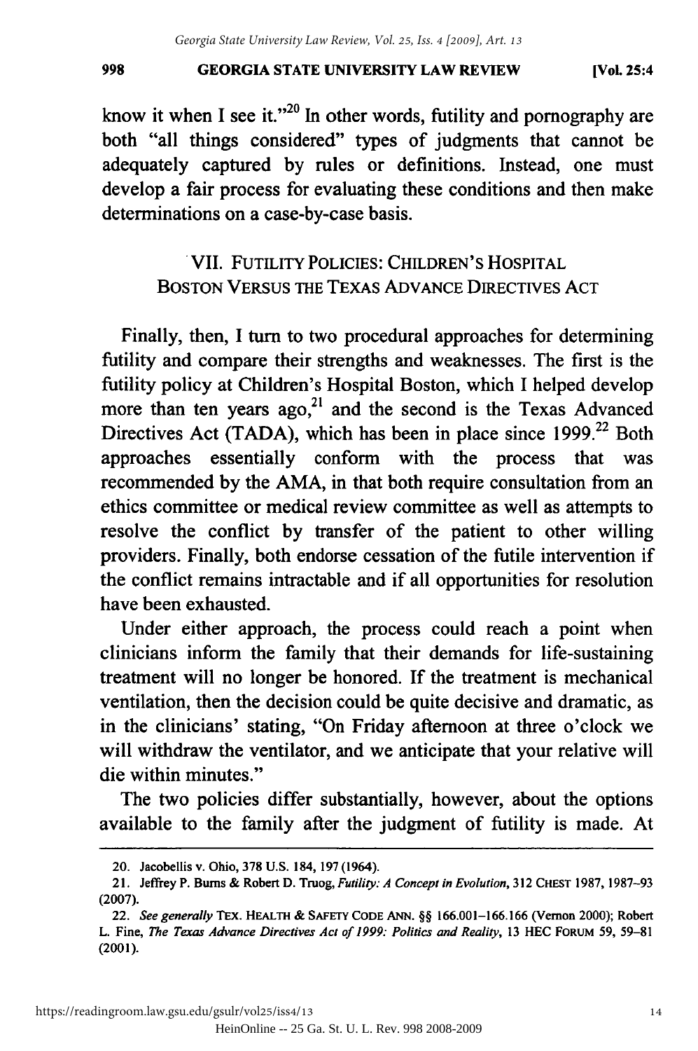know it when I see it."[20] In other words, futility and pornography are both "all things considered" types of judgments that cannot be adequately captured by rules or definitions. Instead, one must develop a fair process for evaluating these conditions and then make determinations on a case-by-case basis.

## VII. FUTILITY POLICIES: CHILDREN'S HOSPITAL BOSTON VERSUS THE TEXAS ADVANCE DIRECTIVES ACT

Finally, then, I turn to two procedural approaches for determining futility and compare their strengths and weaknesses. The first is the futility policy at Children's Hospital Boston, which I helped develop more than ten years ago,[21] and the second is the Texas Advanced Directives Act (TADA), which has been in place since 1999.[22] Both approaches essentially conform with the process that was recommended by the AMA, in that both require consultation from an ethics committee or medical review committee as well as attempts to resolve the conflict by transfer of the patient to other willing providers. Finally, both endorse cessation of the futile intervention if the conflict remains intractable and if all opportunities for resolution have been exhausted.

Under either approach, the process could reach a point when clinicians inform the family that their demands for life-sustaining treatment will no longer be honored. If the treatment is mechanical ventilation, then the decision could be quite decisive and dramatic, as in the clinicians' stating, "On Friday afternoon at three o'clock we will withdraw the ventilator, and we anticipate that your relative will die within minutes."

The two policies differ substantially, however, about the options available to the family after the judgment of futility is made. At

---

20. Jacobellis v. Ohio, 378 U.S. 184, 197 (1964).

21. Jeffrey P. Burns & Robert D. Truog, *Futility: A Concept in Evolution*, 312 CHEST 1987, 1987–93 (2007).

22. *See generally* TEX. HEALTH & SAFETY CODE ANN. §§ 166.001–166.166 (Vernon 2000); Robert L. Fine, *The Texas Advance Directives Act of 1999: Politics and Reality*, 13 HEC FORUM 59, 59–81 (2001).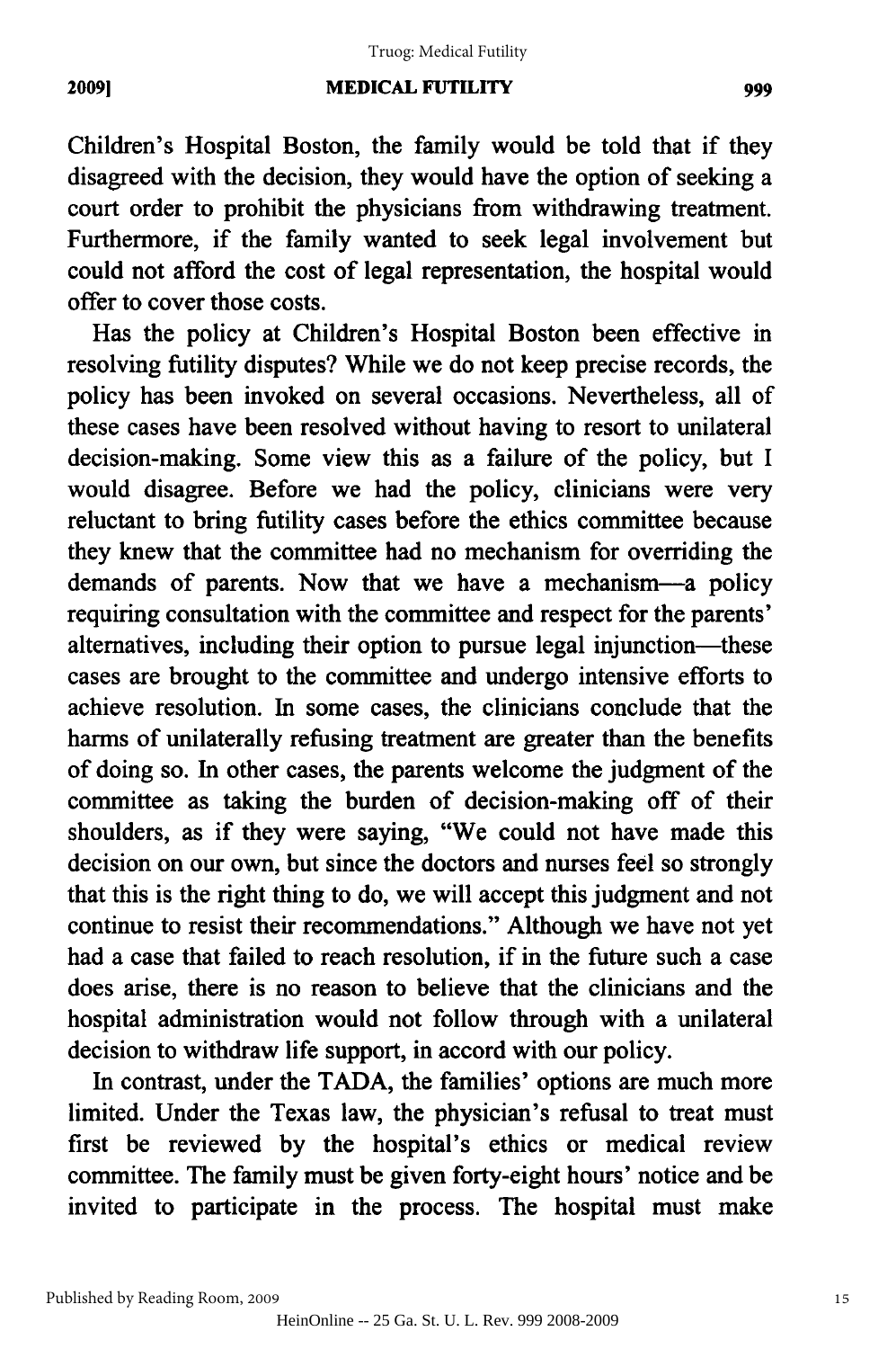Children's Hospital Boston, the family would be told that if they disagreed with the decision, they would have the option of seeking a court order to prohibit the physicians from withdrawing treatment. Furthermore, if the family wanted to seek legal involvement but could not afford the cost of legal representation, the hospital would offer to cover those costs.

Has the policy at Children's Hospital Boston been effective in resolving futility disputes? While we do not keep precise records, the policy has been invoked on several occasions. Nevertheless, all of these cases have been resolved without having to resort to unilateral decision-making. Some view this as a failure of the policy, but I would disagree. Before we had the policy, clinicians were very reluctant to bring futility cases before the ethics committee because they knew that the committee had no mechanism for overriding the demands of parents. Now that we have a mechanism—a policy requiring consultation with the committee and respect for the parents' alternatives, including their option to pursue legal injunction—these cases are brought to the committee and undergo intensive efforts to achieve resolution. In some cases, the clinicians conclude that the harms of unilaterally refusing treatment are greater than the benefits of doing so. In other cases, the parents welcome the judgment of the committee as taking the burden of decision-making off of their shoulders, as if they were saying, "We could not have made this decision on our own, but since the doctors and nurses feel so strongly that this is the right thing to do, we will accept this judgment and not continue to resist their recommendations." Although we have not yet had a case that failed to reach resolution, if in the future such a case does arise, there is no reason to believe that the clinicians and the hospital administration would not follow through with a unilateral decision to withdraw life support, in accord with our policy.

In contrast, under the TADA, the families' options are much more limited. Under the Texas law, the physician's refusal to treat must first be reviewed by the hospital's ethics or medical review committee. The family must be given forty-eight hours' notice and be invited to participate in the process. The hospital must make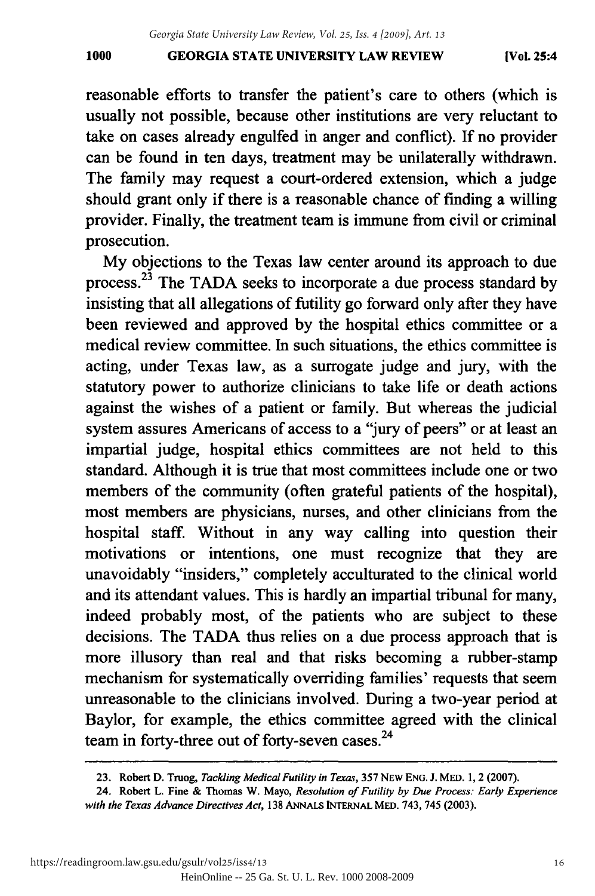reasonable efforts to transfer the patient's care to others (which is usually not possible, because other institutions are very reluctant to take on cases already engulfed in anger and conflict). If no provider can be found in ten days, treatment may be unilaterally withdrawn. The family may request a court-ordered extension, which a judge should grant only if there is a reasonable chance of finding a willing provider. Finally, the treatment team is immune from civil or criminal prosecution.

My objections to the Texas law center around its approach to due process.[23] The TADA seeks to incorporate a due process standard by insisting that all allegations of futility go forward only after they have been reviewed and approved by the hospital ethics committee or a medical review committee. In such situations, the ethics committee is acting, under Texas law, as a surrogate judge and jury, with the statutory power to authorize clinicians to take life or death actions against the wishes of a patient or family. But whereas the judicial system assures Americans of access to a "jury of peers" or at least an impartial judge, hospital ethics committees are not held to this standard. Although it is true that most committees include one or two members of the community (often grateful patients of the hospital), most members are physicians, nurses, and other clinicians from the hospital staff. Without in any way calling into question their motivations or intentions, one must recognize that they are unavoidably "insiders," completely acculturated to the clinical world and its attendant values. This is hardly an impartial tribunal for many, indeed probably most, of the patients who are subject to these decisions. The TADA thus relies on a due process approach that is more illusory than real and that risks becoming a rubber-stamp mechanism for systematically overriding families' requests that seem unreasonable to the clinicians involved. During a two-year period at Baylor, for example, the ethics committee agreed with the clinical team in forty-three out of forty-seven cases.[24]

---

23. Robert D. Truog, *Tackling Medical Futility in Texas*, 357 NEW ENG. J. MED. 1, 2 (2007).

24. Robert L. Fine & Thomas W. Mayo, *Resolution of Futility by Due Process: Early Experience with the Texas Advance Directives Act*, 138 ANNALS INTERNAL MED. 743, 745 (2003).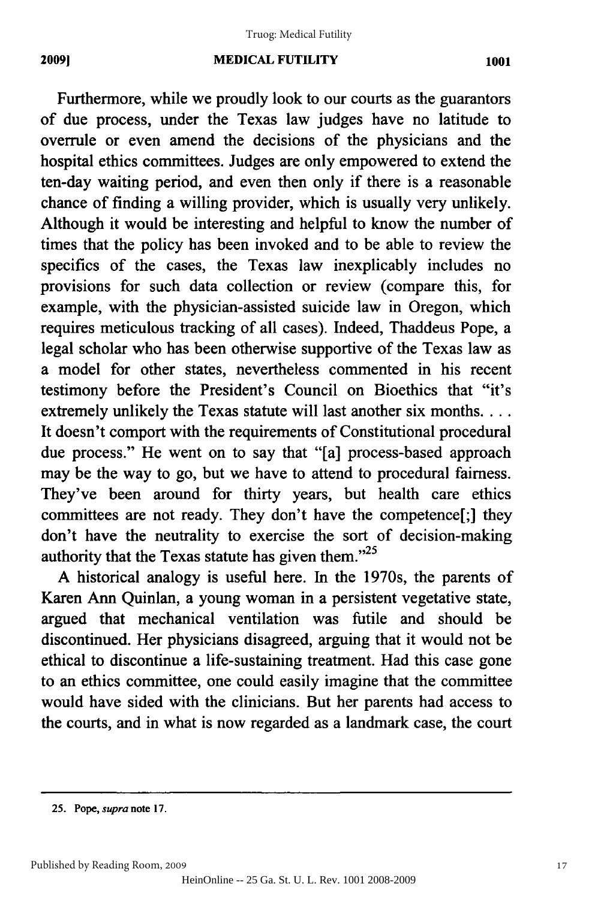Furthermore, while we proudly look to our courts as the guarantors of due process, under the Texas law judges have no latitude to overrule or even amend the decisions of the physicians and the hospital ethics committees. Judges are only empowered to extend the ten-day waiting period, and even then only if there is a reasonable chance of finding a willing provider, which is usually very unlikely. Although it would be interesting and helpful to know the number of times that the policy has been invoked and to be able to review the specifics of the cases, the Texas law inexplicably includes no provisions for such data collection or review (compare this, for example, with the physician-assisted suicide law in Oregon, which requires meticulous tracking of all cases). Indeed, Thaddeus Pope, a legal scholar who has been otherwise supportive of the Texas law as a model for other states, nevertheless commented in his recent testimony before the President's Council on Bioethics that "it's extremely unlikely the Texas statute will last another six months. . . . It doesn't comport with the requirements of Constitutional procedural due process." He went on to say that "[a] process-based approach may be the way to go, but we have to attend to procedural fairness. They've been around for thirty years, but health care ethics committees are not ready. They don't have the competence[;] they don't have the neutrality to exercise the sort of decision-making authority that the Texas statute has given them."[25]

A historical analogy is useful here. In the 1970s, the parents of Karen Ann Quinlan, a young woman in a persistent vegetative state, argued that mechanical ventilation was futile and should be discontinued. Her physicians disagreed, arguing that it would not be ethical to discontinue a life-sustaining treatment. Had this case gone to an ethics committee, one could easily imagine that the committee would have sided with the clinicians. But her parents had access to the courts, and in what is now regarded as a landmark case, the court

---

25. Pope, *supra* note 17.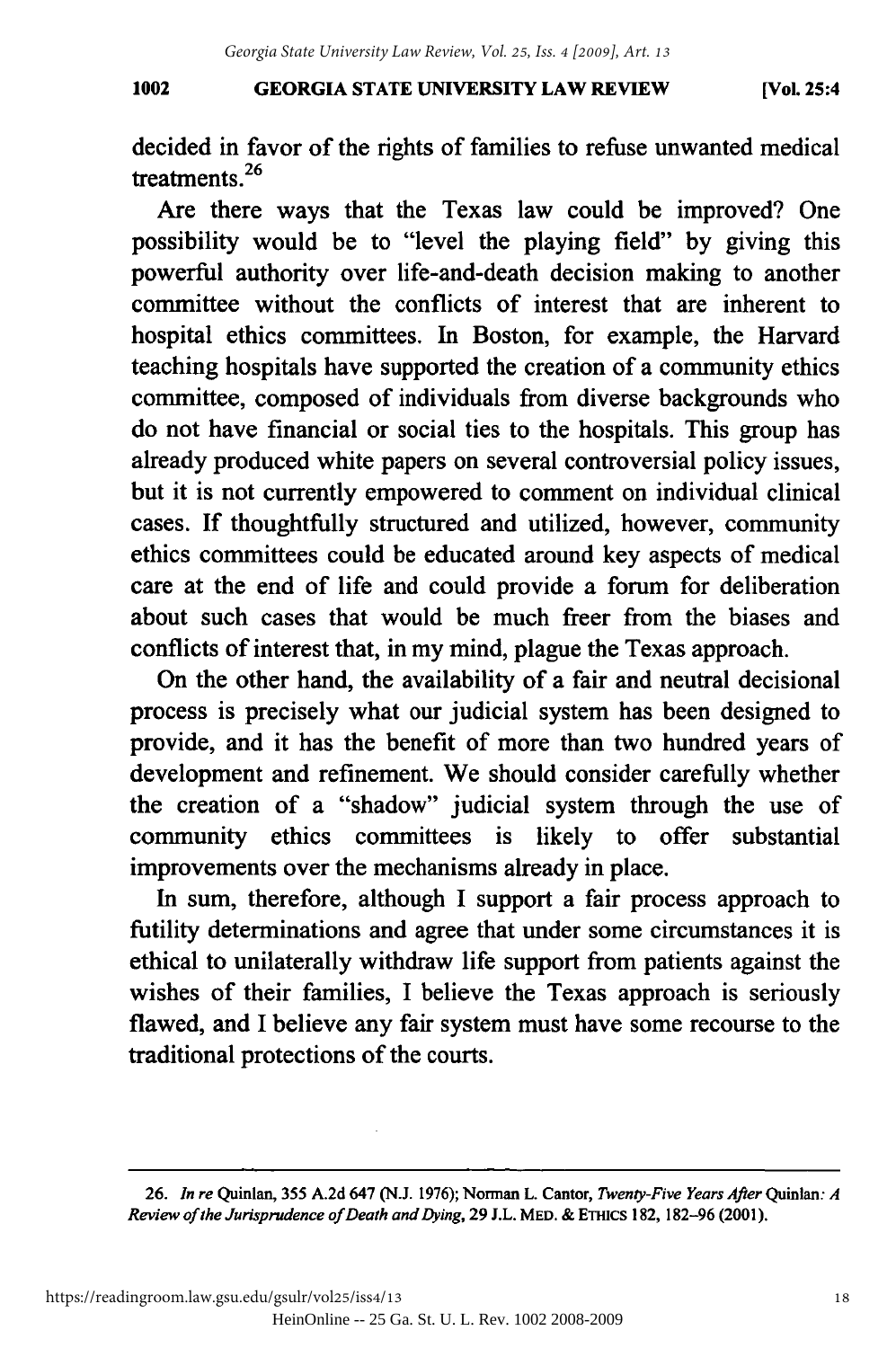decided in favor of the rights of families to refuse unwanted medical treatments.[26]

Are there ways that the Texas law could be improved? One possibility would be to "level the playing field" by giving this powerful authority over life-and-death decision making to another committee without the conflicts of interest that are inherent to hospital ethics committees. In Boston, for example, the Harvard teaching hospitals have supported the creation of a community ethics committee, composed of individuals from diverse backgrounds who do not have financial or social ties to the hospitals. This group has already produced white papers on several controversial policy issues, but it is not currently empowered to comment on individual clinical cases. If thoughtfully structured and utilized, however, community ethics committees could be educated around key aspects of medical care at the end of life and could provide a forum for deliberation about such cases that would be much freer from the biases and conflicts of interest that, in my mind, plague the Texas approach.

On the other hand, the availability of a fair and neutral decisional process is precisely what our judicial system has been designed to provide, and it has the benefit of more than two hundred years of development and refinement. We should consider carefully whether the creation of a "shadow" judicial system through the use of community ethics committees is likely to offer substantial improvements over the mechanisms already in place.

In sum, therefore, although I support a fair process approach to futility determinations and agree that under some circumstances it is ethical to unilaterally withdraw life support from patients against the wishes of their families, I believe the Texas approach is seriously flawed, and I believe any fair system must have some recourse to the traditional protections of the courts.

---

26. *In re* Quinlan, 355 A.2d 647 (N.J. 1976); Norman L. Cantor, *Twenty-Five Years After* Quinlan: *A Review of the Jurisprudence of Death and Dying*, 29 J.L. MED. & ETHICS 182, 182–96 (2001).